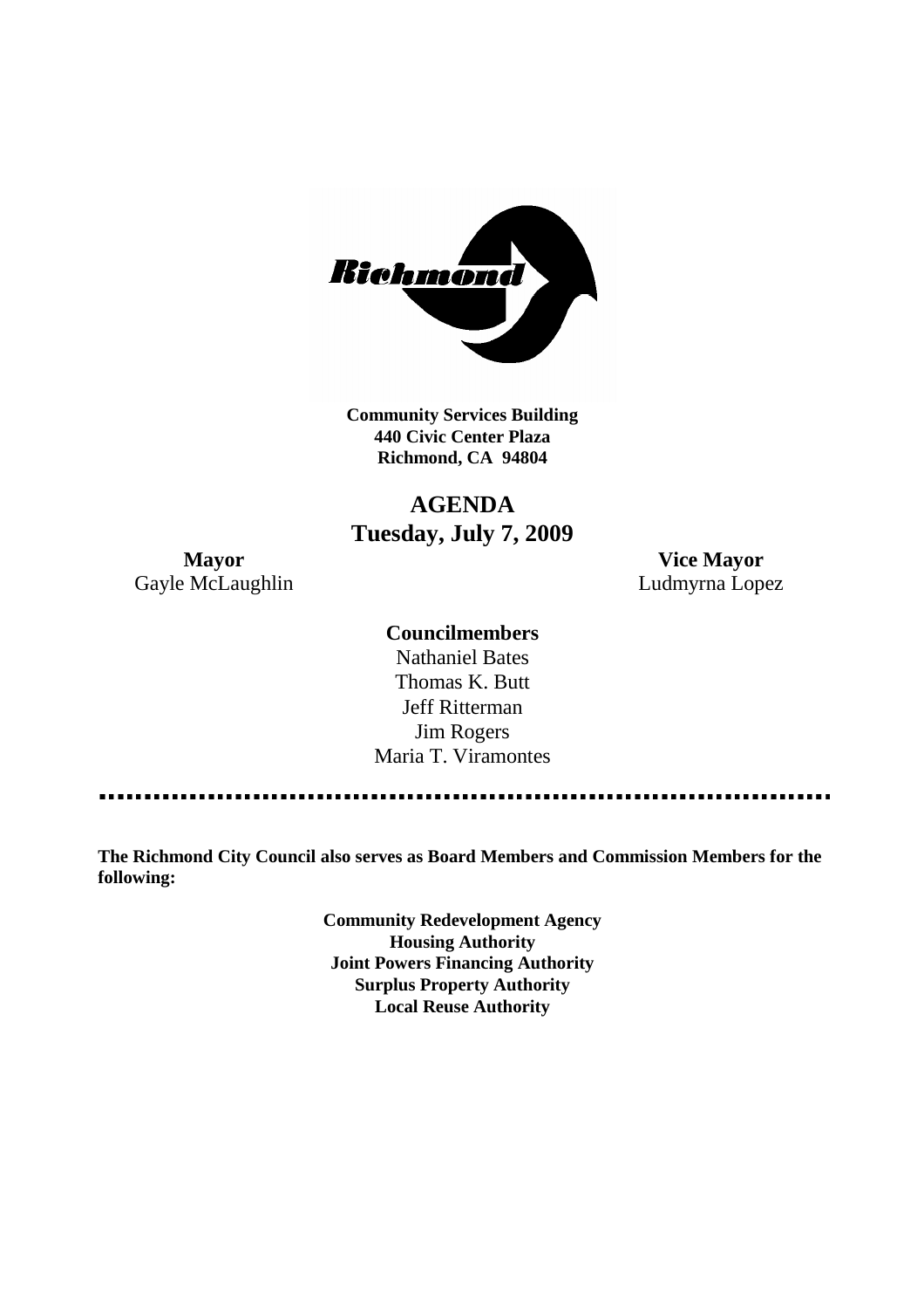**Community Services Building**
**440 Civic Center Plaza**
**Richmond, CA 94804**

# AGENDA
## Tuesday, July 7, 2009

**Mayor**
Gayle McLaughlin

**Vice Mayor**
Ludmyrna Lopez

**Councilmembers**
Nathaniel Bates
Thomas K. Butt
Jeff Ritterman
Jim Rogers
Maria T. Viramontes

---

**The Richmond City Council also serves as Board Members and Commission Members for the following:**

**Community Redevelopment Agency**
**Housing Authority**
**Joint Powers Financing Authority**
**Surplus Property Authority**
**Local Reuse Authority**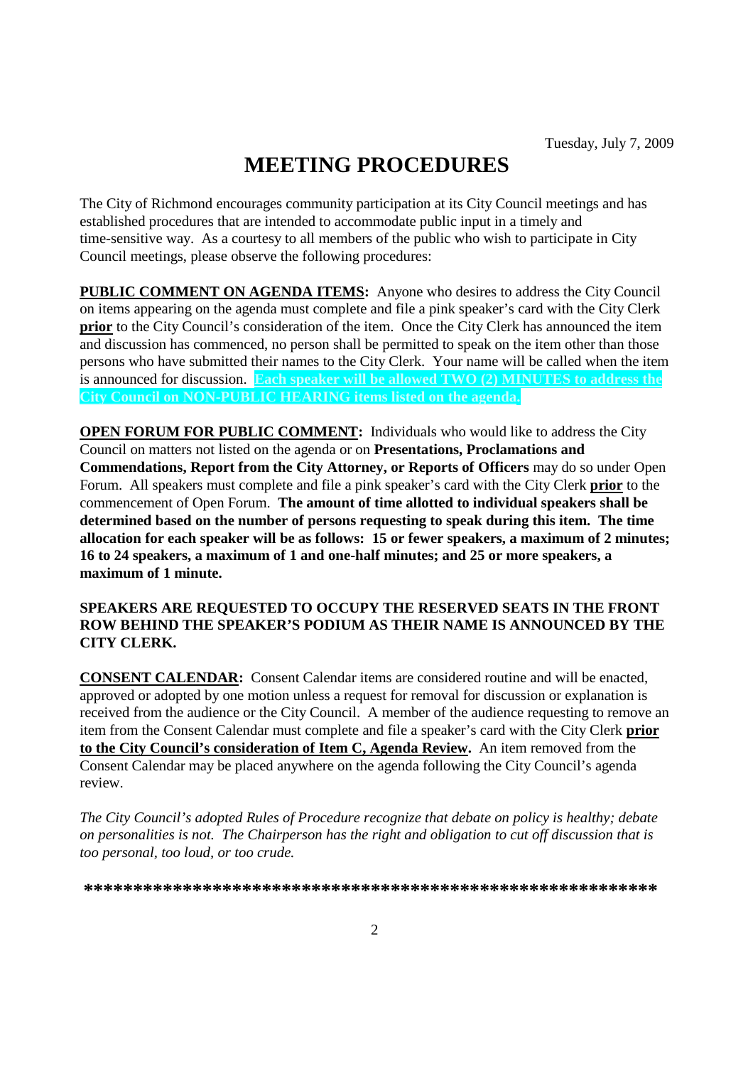Tuesday, July 7, 2009

# MEETING PROCEDURES

The City of Richmond encourages community participation at its City Council meetings and has established procedures that are intended to accommodate public input in a timely and time-sensitive way. As a courtesy to all members of the public who wish to participate in City Council meetings, please observe the following procedures:

**PUBLIC COMMENT ON AGENDA ITEMS:** Anyone who desires to address the City Council on items appearing on the agenda must complete and file a pink speaker's card with the City Clerk **prior** to the City Council's consideration of the item. Once the City Clerk has announced the item and discussion has commenced, no person shall be permitted to speak on the item other than those persons who have submitted their names to the City Clerk. Your name will be called when the item is announced for discussion. **Each speaker will be allowed TWO (2) MINUTES to address the City Council on NON-PUBLIC HEARING items listed on the agenda.**

**OPEN FORUM FOR PUBLIC COMMENT:** Individuals who would like to address the City Council on matters not listed on the agenda or on **Presentations, Proclamations and Commendations, Report from the City Attorney, or Reports of Officers** may do so under Open Forum. All speakers must complete and file a pink speaker's card with the City Clerk **prior** to the commencement of Open Forum. **The amount of time allotted to individual speakers shall be determined based on the number of persons requesting to speak during this item. The time allocation for each speaker will be as follows: 15 or fewer speakers, a maximum of 2 minutes; 16 to 24 speakers, a maximum of 1 and one-half minutes; and 25 or more speakers, a maximum of 1 minute.**

**SPEAKERS ARE REQUESTED TO OCCUPY THE RESERVED SEATS IN THE FRONT ROW BEHIND THE SPEAKER'S PODIUM AS THEIR NAME IS ANNOUNCED BY THE CITY CLERK.**

**CONSENT CALENDAR:** Consent Calendar items are considered routine and will be enacted, approved or adopted by one motion unless a request for removal for discussion or explanation is received from the audience or the City Council. A member of the audience requesting to remove an item from the Consent Calendar must complete and file a speaker's card with the City Clerk **prior to the City Council's consideration of Item C, Agenda Review.** An item removed from the Consent Calendar may be placed anywhere on the agenda following the City Council's agenda review.

*The City Council's adopted Rules of Procedure recognize that debate on policy is healthy; debate on personalities is not. The Chairperson has the right and obligation to cut off discussion that is too personal, too loud, or too crude.*

**\*\*\*\*\*\*\*\*\*\*\*\*\*\*\*\*\*\*\*\*\*\*\*\*\*\*\*\*\*\*\*\*\*\*\*\*\*\*\*\*\*\*\*\*\*\*\*\*\*\*\*\*\*\*\*\*\*\***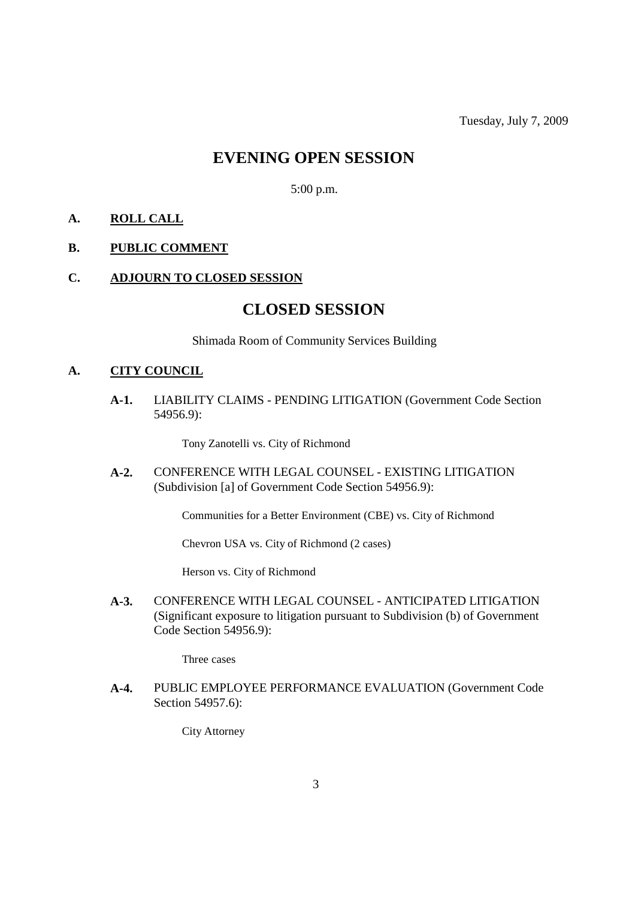Tuesday, July 7, 2009

# EVENING OPEN SESSION

5:00 p.m.

**A. ROLL CALL**

**B. PUBLIC COMMENT**

**C. ADJOURN TO CLOSED SESSION**

# CLOSED SESSION

Shimada Room of Community Services Building

**A. CITY COUNCIL**

**A-1.** LIABILITY CLAIMS - PENDING LITIGATION (Government Code Section 54956.9):

Tony Zanotelli vs. City of Richmond

**A-2.** CONFERENCE WITH LEGAL COUNSEL - EXISTING LITIGATION (Subdivision [a] of Government Code Section 54956.9):

Communities for a Better Environment (CBE) vs. City of Richmond

Chevron USA vs. City of Richmond (2 cases)

Herson vs. City of Richmond

**A-3.** CONFERENCE WITH LEGAL COUNSEL - ANTICIPATED LITIGATION (Significant exposure to litigation pursuant to Subdivision (b) of Government Code Section 54956.9):

Three cases

**A-4.** PUBLIC EMPLOYEE PERFORMANCE EVALUATION (Government Code Section 54957.6):

City Attorney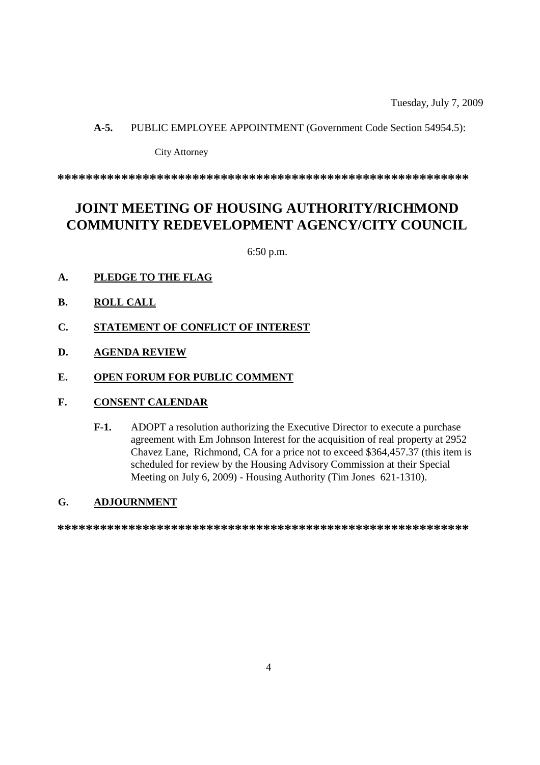Tuesday, July 7, 2009

**A-5.** PUBLIC EMPLOYEE APPOINTMENT (Government Code Section 54954.5):

City Attorney

**************************************************************

# JOINT MEETING OF HOUSING AUTHORITY/RICHMOND COMMUNITY REDEVELOPMENT AGENCY/CITY COUNCIL

6:50 p.m.

**A. PLEDGE TO THE FLAG**

**B. ROLL CALL**

**C. STATEMENT OF CONFLICT OF INTEREST**

**D. AGENDA REVIEW**

**E. OPEN FORUM FOR PUBLIC COMMENT**

**F. CONSENT CALENDAR**

**F-1.** ADOPT a resolution authorizing the Executive Director to execute a purchase agreement with Em Johnson Interest for the acquisition of real property at 2952 Chavez Lane, Richmond, CA for a price not to exceed $364,457.37 (this item is scheduled for review by the Housing Advisory Commission at their Special Meeting on July 6, 2009) - Housing Authority (Tim Jones 621-1310).

**G. ADJOURNMENT**

**************************************************************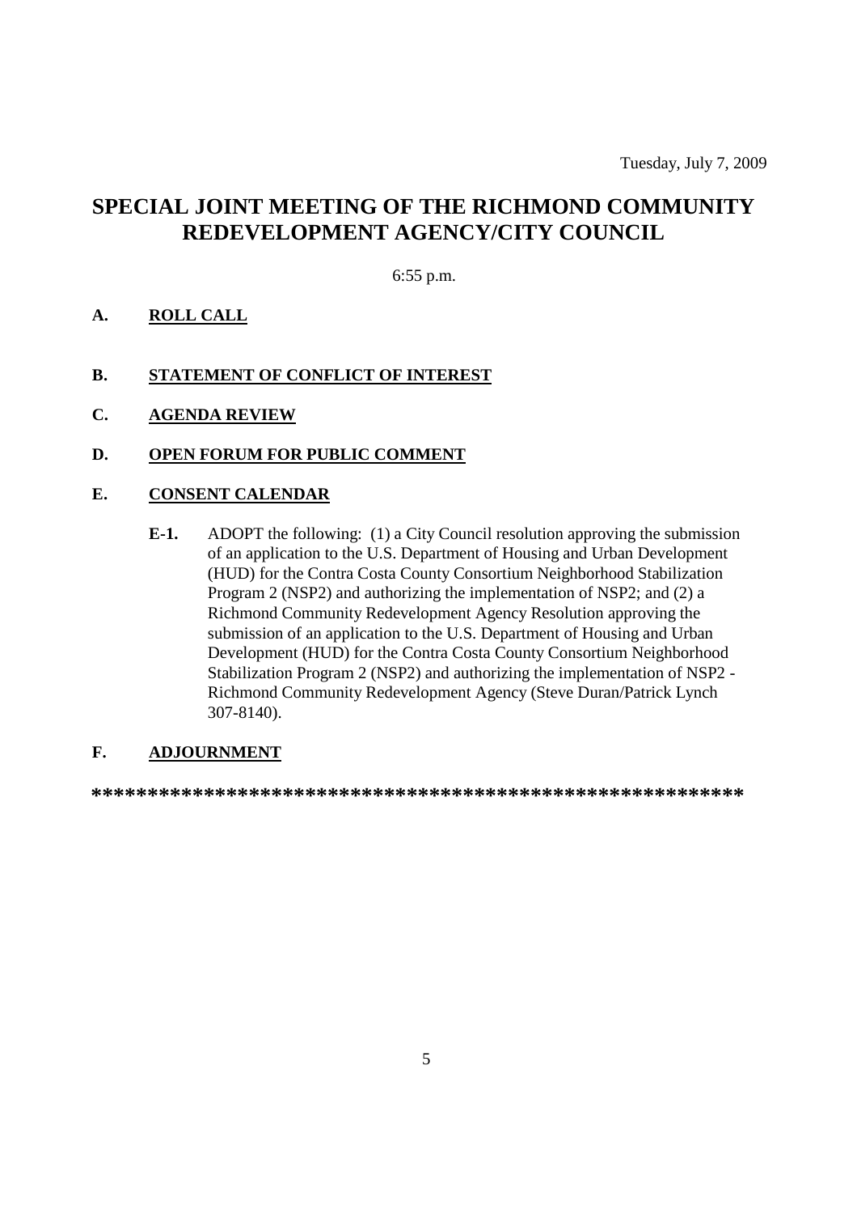Tuesday, July 7, 2009

# SPECIAL JOINT MEETING OF THE RICHMOND COMMUNITY REDEVELOPMENT AGENCY/CITY COUNCIL

6:55 p.m.

**A. ROLL CALL**

**B. STATEMENT OF CONFLICT OF INTEREST**

**C. AGENDA REVIEW**

**D. OPEN FORUM FOR PUBLIC COMMENT**

**E. CONSENT CALENDAR**

**E-1.** ADOPT the following: (1) a City Council resolution approving the submission of an application to the U.S. Department of Housing and Urban Development (HUD) for the Contra Costa County Consortium Neighborhood Stabilization Program 2 (NSP2) and authorizing the implementation of NSP2; and (2) a Richmond Community Redevelopment Agency Resolution approving the submission of an application to the U.S. Department of Housing and Urban Development (HUD) for the Contra Costa County Consortium Neighborhood Stabilization Program 2 (NSP2) and authorizing the implementation of NSP2 - Richmond Community Redevelopment Agency (Steve Duran/Patrick Lynch 307-8140).

**F. ADJOURNMENT**

**\*\*\*\*\*\*\*\*\*\*\*\*\*\*\*\*\*\*\*\*\*\*\*\*\*\*\*\*\*\*\*\*\*\*\*\*\*\*\*\*\*\*\*\*\*\*\*\*\*\*\*\*\*\*\*\*\*\*\*\*\***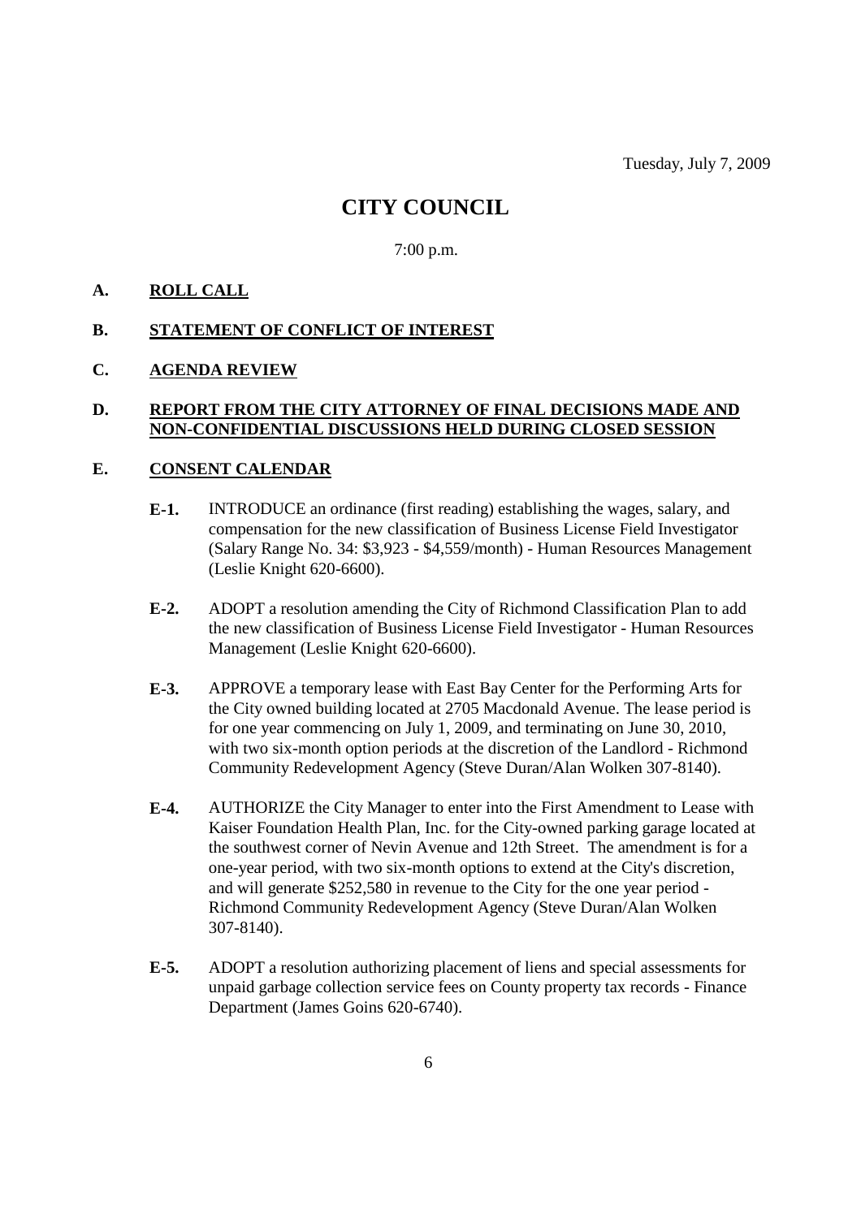Tuesday, July 7, 2009

# CITY COUNCIL

7:00 p.m.

## A. ROLL CALL

## B. STATEMENT OF CONFLICT OF INTEREST

## C. AGENDA REVIEW

## D. REPORT FROM THE CITY ATTORNEY OF FINAL DECISIONS MADE AND NON-CONFIDENTIAL DISCUSSIONS HELD DURING CLOSED SESSION

## E. CONSENT CALENDAR

**E-1.** INTRODUCE an ordinance (first reading) establishing the wages, salary, and compensation for the new classification of Business License Field Investigator (Salary Range No. 34: $3,923 - $4,559/month) - Human Resources Management (Leslie Knight 620-6600).

**E-2.** ADOPT a resolution amending the City of Richmond Classification Plan to add the new classification of Business License Field Investigator - Human Resources Management (Leslie Knight 620-6600).

**E-3.** APPROVE a temporary lease with East Bay Center for the Performing Arts for the City owned building located at 2705 Macdonald Avenue. The lease period is for one year commencing on July 1, 2009, and terminating on June 30, 2010, with two six-month option periods at the discretion of the Landlord - Richmond Community Redevelopment Agency (Steve Duran/Alan Wolken 307-8140).

**E-4.** AUTHORIZE the City Manager to enter into the First Amendment to Lease with Kaiser Foundation Health Plan, Inc. for the City-owned parking garage located at the southwest corner of Nevin Avenue and 12th Street. The amendment is for a one-year period, with two six-month options to extend at the City's discretion, and will generate $252,580 in revenue to the City for the one year period - Richmond Community Redevelopment Agency (Steve Duran/Alan Wolken 307-8140).

**E-5.** ADOPT a resolution authorizing placement of liens and special assessments for unpaid garbage collection service fees on County property tax records - Finance Department (James Goins 620-6740).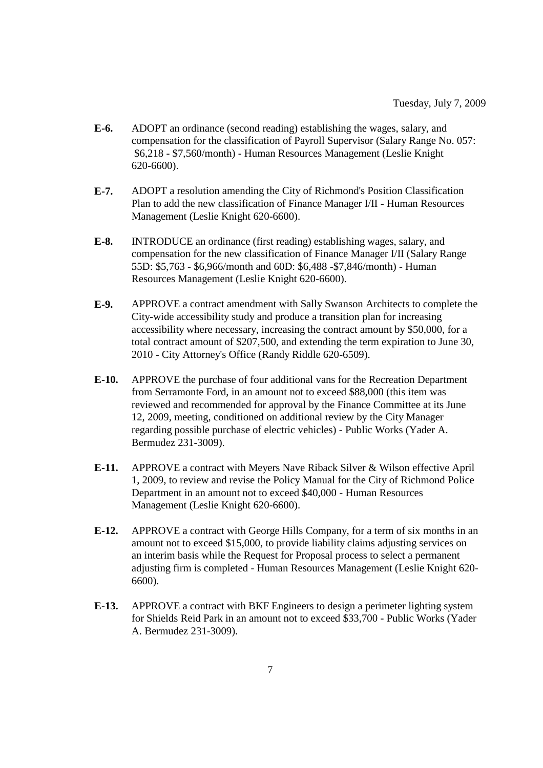**E-6.** ADOPT an ordinance (second reading) establishing the wages, salary, and compensation for the classification of Payroll Supervisor (Salary Range No. 057: $6,218 - $7,560/month) - Human Resources Management (Leslie Knight 620-6600).

**E-7.** ADOPT a resolution amending the City of Richmond's Position Classification Plan to add the new classification of Finance Manager I/II - Human Resources Management (Leslie Knight 620-6600).

**E-8.** INTRODUCE an ordinance (first reading) establishing wages, salary, and compensation for the new classification of Finance Manager I/II (Salary Range 55D: $5,763 - $6,966/month and 60D: $6,488 -$7,846/month) - Human Resources Management (Leslie Knight 620-6600).

**E-9.** APPROVE a contract amendment with Sally Swanson Architects to complete the City-wide accessibility study and produce a transition plan for increasing accessibility where necessary, increasing the contract amount by $50,000, for a total contract amount of $207,500, and extending the term expiration to June 30, 2010 - City Attorney's Office (Randy Riddle 620-6509).

**E-10.** APPROVE the purchase of four additional vans for the Recreation Department from Serramonte Ford, in an amount not to exceed $88,000 (this item was reviewed and recommended for approval by the Finance Committee at its June 12, 2009, meeting, conditioned on additional review by the City Manager regarding possible purchase of electric vehicles) - Public Works (Yader A. Bermudez 231-3009).

**E-11.** APPROVE a contract with Meyers Nave Riback Silver & Wilson effective April 1, 2009, to review and revise the Policy Manual for the City of Richmond Police Department in an amount not to exceed $40,000 - Human Resources Management (Leslie Knight 620-6600).

**E-12.** APPROVE a contract with George Hills Company, for a term of six months in an amount not to exceed $15,000, to provide liability claims adjusting services on an interim basis while the Request for Proposal process to select a permanent adjusting firm is completed - Human Resources Management (Leslie Knight 620-6600).

**E-13.** APPROVE a contract with BKF Engineers to design a perimeter lighting system for Shields Reid Park in an amount not to exceed $33,700 - Public Works (Yader A. Bermudez 231-3009).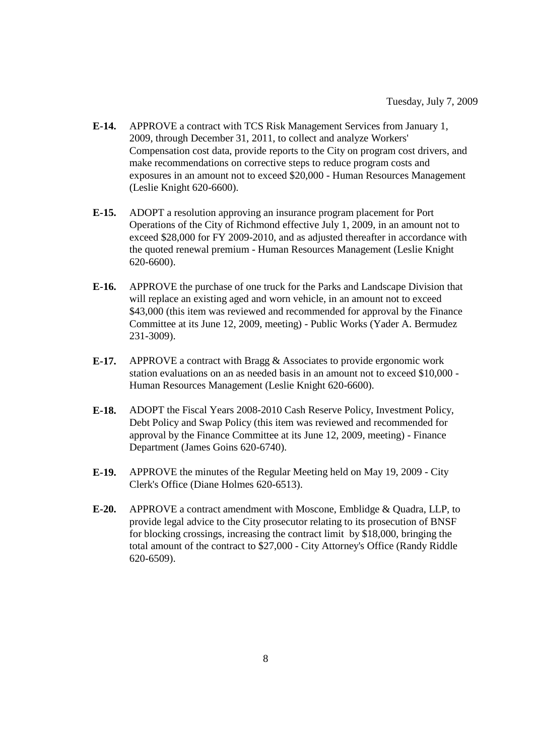Tuesday, July 7, 2009

**E-14.** APPROVE a contract with TCS Risk Management Services from January 1, 2009, through December 31, 2011, to collect and analyze Workers' Compensation cost data, provide reports to the City on program cost drivers, and make recommendations on corrective steps to reduce program costs and exposures in an amount not to exceed $20,000 - Human Resources Management (Leslie Knight 620-6600).

**E-15.** ADOPT a resolution approving an insurance program placement for Port Operations of the City of Richmond effective July 1, 2009, in an amount not to exceed $28,000 for FY 2009-2010, and as adjusted thereafter in accordance with the quoted renewal premium - Human Resources Management (Leslie Knight 620-6600).

**E-16.** APPROVE the purchase of one truck for the Parks and Landscape Division that will replace an existing aged and worn vehicle, in an amount not to exceed $43,000 (this item was reviewed and recommended for approval by the Finance Committee at its June 12, 2009, meeting) - Public Works (Yader A. Bermudez 231-3009).

**E-17.** APPROVE a contract with Bragg & Associates to provide ergonomic work station evaluations on an as needed basis in an amount not to exceed $10,000 - Human Resources Management (Leslie Knight 620-6600).

**E-18.** ADOPT the Fiscal Years 2008-2010 Cash Reserve Policy, Investment Policy, Debt Policy and Swap Policy (this item was reviewed and recommended for approval by the Finance Committee at its June 12, 2009, meeting) - Finance Department (James Goins 620-6740).

**E-19.** APPROVE the minutes of the Regular Meeting held on May 19, 2009 - City Clerk's Office (Diane Holmes 620-6513).

**E-20.** APPROVE a contract amendment with Moscone, Emblidge & Quadra, LLP, to provide legal advice to the City prosecutor relating to its prosecution of BNSF for blocking crossings, increasing the contract limit by $18,000, bringing the total amount of the contract to $27,000 - City Attorney's Office (Randy Riddle 620-6509).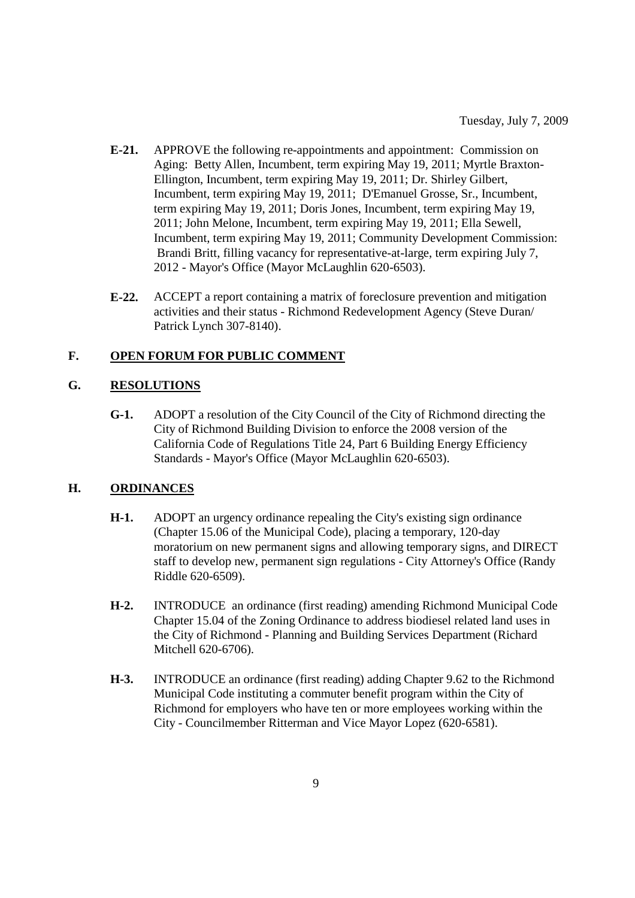Tuesday, July 7, 2009

**E-21.** APPROVE the following re-appointments and appointment: Commission on Aging: Betty Allen, Incumbent, term expiring May 19, 2011; Myrtle Braxton-Ellington, Incumbent, term expiring May 19, 2011; Dr. Shirley Gilbert, Incumbent, term expiring May 19, 2011; D'Emanuel Grosse, Sr., Incumbent, term expiring May 19, 2011; Doris Jones, Incumbent, term expiring May 19, 2011; John Melone, Incumbent, term expiring May 19, 2011; Ella Sewell, Incumbent, term expiring May 19, 2011; Community Development Commission: Brandi Britt, filling vacancy for representative-at-large, term expiring July 7, 2012 - Mayor's Office (Mayor McLaughlin 620-6503).

**E-22.** ACCEPT a report containing a matrix of foreclosure prevention and mitigation activities and their status - Richmond Redevelopment Agency (Steve Duran/ Patrick Lynch 307-8140).

## F. OPEN FORUM FOR PUBLIC COMMENT

## G. RESOLUTIONS

**G-1.** ADOPT a resolution of the City Council of the City of Richmond directing the City of Richmond Building Division to enforce the 2008 version of the California Code of Regulations Title 24, Part 6 Building Energy Efficiency Standards - Mayor's Office (Mayor McLaughlin 620-6503).

## H. ORDINANCES

**H-1.** ADOPT an urgency ordinance repealing the City's existing sign ordinance (Chapter 15.06 of the Municipal Code), placing a temporary, 120-day moratorium on new permanent signs and allowing temporary signs, and DIRECT staff to develop new, permanent sign regulations - City Attorney's Office (Randy Riddle 620-6509).

**H-2.** INTRODUCE an ordinance (first reading) amending Richmond Municipal Code Chapter 15.04 of the Zoning Ordinance to address biodiesel related land uses in the City of Richmond - Planning and Building Services Department (Richard Mitchell 620-6706).

**H-3.** INTRODUCE an ordinance (first reading) adding Chapter 9.62 to the Richmond Municipal Code instituting a commuter benefit program within the City of Richmond for employers who have ten or more employees working within the City - Councilmember Ritterman and Vice Mayor Lopez (620-6581).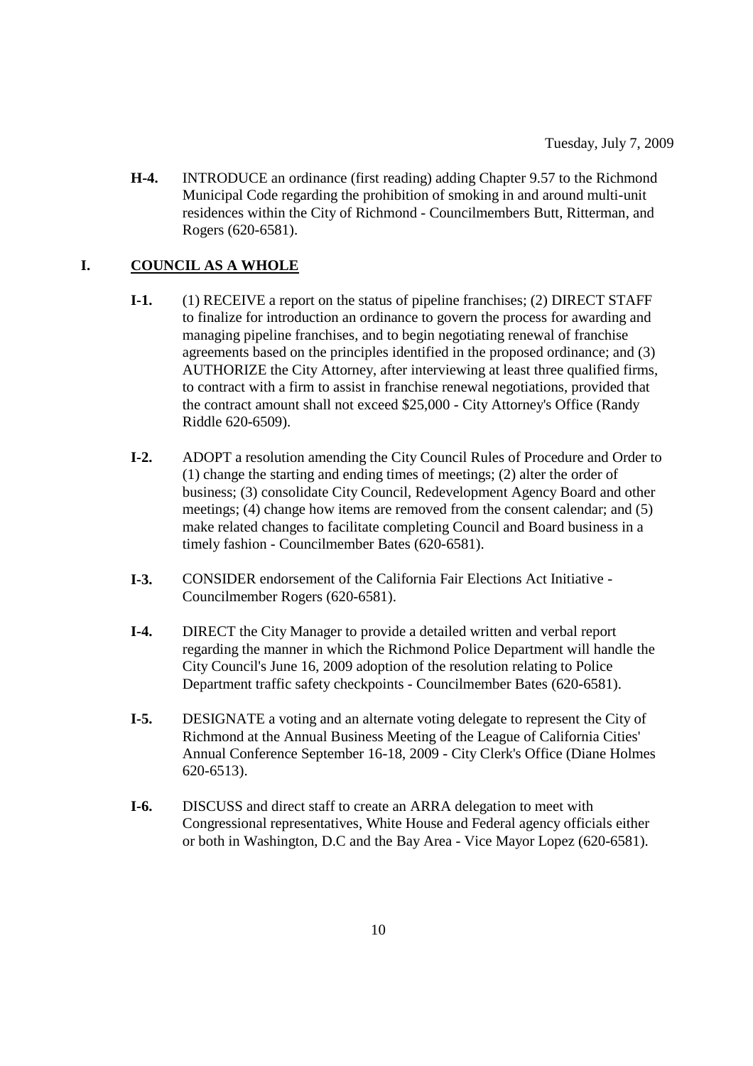Tuesday, July 7, 2009

**H-4.** INTRODUCE an ordinance (first reading) adding Chapter 9.57 to the Richmond Municipal Code regarding the prohibition of smoking in and around multi-unit residences within the City of Richmond - Councilmembers Butt, Ritterman, and Rogers (620-6581).

## I. COUNCIL AS A WHOLE

**I-1.** (1) RECEIVE a report on the status of pipeline franchises; (2) DIRECT STAFF to finalize for introduction an ordinance to govern the process for awarding and managing pipeline franchises, and to begin negotiating renewal of franchise agreements based on the principles identified in the proposed ordinance; and (3) AUTHORIZE the City Attorney, after interviewing at least three qualified firms, to contract with a firm to assist in franchise renewal negotiations, provided that the contract amount shall not exceed $25,000 - City Attorney's Office (Randy Riddle 620-6509).

**I-2.** ADOPT a resolution amending the City Council Rules of Procedure and Order to (1) change the starting and ending times of meetings; (2) alter the order of business; (3) consolidate City Council, Redevelopment Agency Board and other meetings; (4) change how items are removed from the consent calendar; and (5) make related changes to facilitate completing Council and Board business in a timely fashion - Councilmember Bates (620-6581).

**I-3.** CONSIDER endorsement of the California Fair Elections Act Initiative - Councilmember Rogers (620-6581).

**I-4.** DIRECT the City Manager to provide a detailed written and verbal report regarding the manner in which the Richmond Police Department will handle the City Council's June 16, 2009 adoption of the resolution relating to Police Department traffic safety checkpoints - Councilmember Bates (620-6581).

**I-5.** DESIGNATE a voting and an alternate voting delegate to represent the City of Richmond at the Annual Business Meeting of the League of California Cities' Annual Conference September 16-18, 2009 - City Clerk's Office (Diane Holmes 620-6513).

**I-6.** DISCUSS and direct staff to create an ARRA delegation to meet with Congressional representatives, White House and Federal agency officials either or both in Washington, D.C and the Bay Area - Vice Mayor Lopez (620-6581).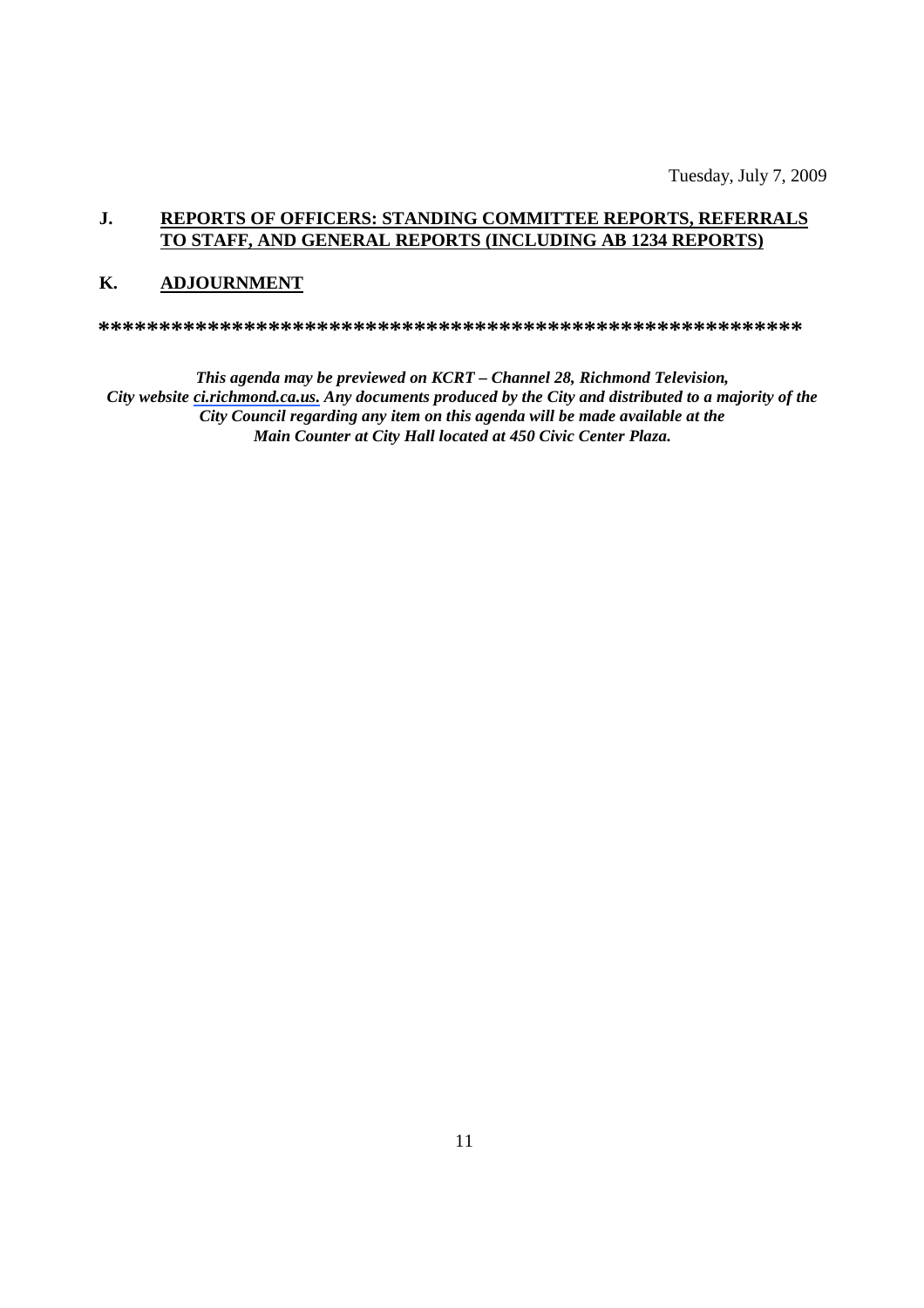Tuesday, July 7, 2009

## J. REPORTS OF OFFICERS: STANDING COMMITTEE REPORTS, REFERRALS TO STAFF, AND GENERAL REPORTS (INCLUDING AB 1234 REPORTS)

## K. ADJOURNMENT

***************************************************************

***This agenda may be previewed on KCRT – Channel 28, Richmond Television, City website ci.richmond.ca.us. Any documents produced by the City and distributed to a majority of the City Council regarding any item on this agenda will be made available at the Main Counter at City Hall located at 450 Civic Center Plaza.***